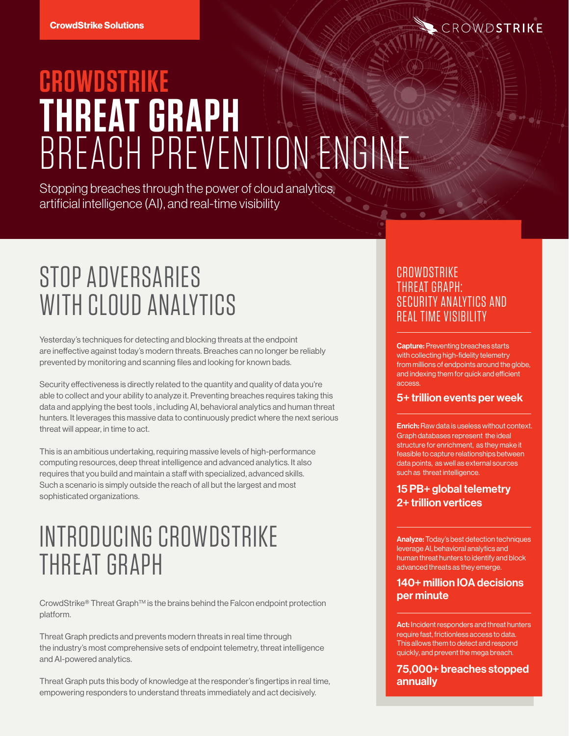CrowdStrike Solutions

# CROWDSTRIKE THREAT GRAPH BREACH PREVENTION ENGINE

Stopping breaches through the power of cloud analytics, artificial intelligence (AI), and real-time visibility

## STOP ADVERSARIES WITH CLOUD ANALYTICS

Yesterday's techniques for detecting and blocking threats at the endpoint are ineffective against today's modern threats. Breaches can no longer be reliably prevented by monitoring and scanning files and looking for known bads.

Security effectiveness is directly related to the quantity and quality of data you're able to collect and your ability to analyze it. Preventing breaches requires taking this data and applying the best tools , including AI, behavioral analytics and human threat hunters. It leverages this massive data to continuously predict where the next serious threat will appear, in time to act.

This is an ambitious undertaking, requiring massive levels of high-performance computing resources, deep threat intelligence and advanced analytics. It also requires that you build and maintain a staff with specialized, advanced skills. Such a scenario is simply outside the reach of all but the largest and most sophisticated organizations.

## INTRODUCING CROWDSTRIKE THREAT GRAPH

CrowdStrike® Threat Graph™ is the brains behind the Falcon endpoint protection platform.

Threat Graph predicts and prevents modern threats in real time through the industry's most comprehensive sets of endpoint telemetry, threat intelligence and AI-powered analytics.

Threat Graph puts this body of knowledge at the responder's fingertips in real time, empowering responders to understand threats immediately and act decisively.

### CROWDSTRIKE THREAT GRAPH: SECURITY ANALYTICS AND REAL TIME VISIBILITY

**Capture:** Preventing breaches starts with collecting high-fidelity telemetry from millions of endpoints around the globe, and indexing them for quick and efficient access.

**5+ trillion events per week**

**Enrich:** Raw data is useless without context. Graph databases represent the ideal structure for enrichment, as they make it feasible to capture relationships between data points, as well as external sources such as threat intelligence.

**15 PB+ global telemetry**
**2+ trillion vertices**

**Analyze:** Today's best detection techniques leverage AI, behavioral analytics and human threat hunters to identify and block advanced threats as they emerge.

**140+ million IOA decisions per minute**

**Act:** Incident responders and threat hunters require fast, frictionless access to data. This allows them to detect and respond quickly, and prevent the mega breach.

**75,000+ breaches stopped annually**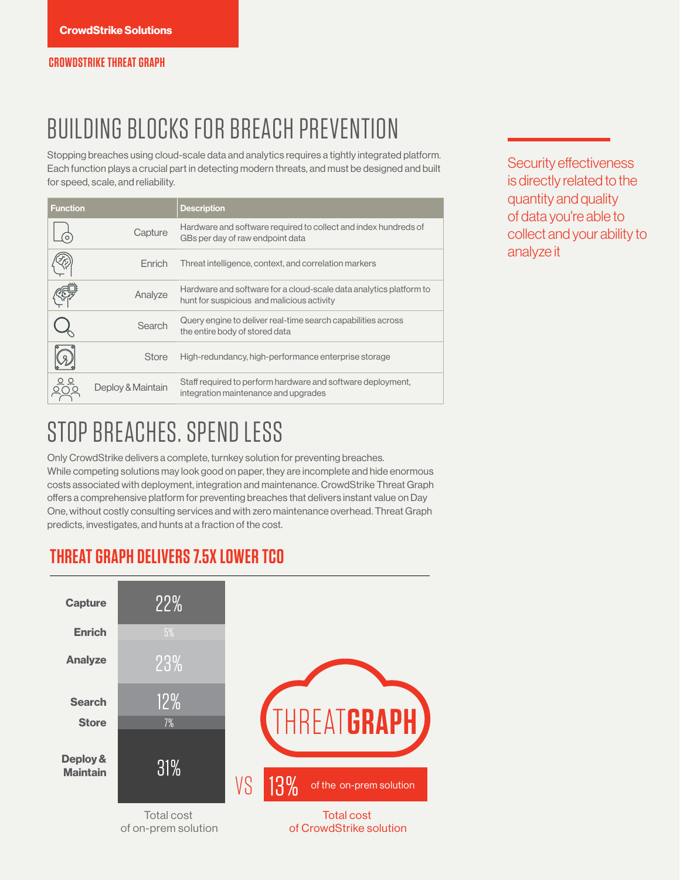CrowdStrike Solutions

CROWDSTRIKE THREAT GRAPH

# BUILDING BLOCKS FOR BREACH PREVENTION

Stopping breaches using cloud-scale data and analytics requires a tightly integrated platform. Each function plays a crucial part in detecting modern threats, and must be designed and built for speed, scale, and reliability.

| Function | Description |
|---|---|
| Capture | Hardware and software required to collect and index hundreds of GBs per day of raw endpoint data |
| Enrich | Threat intelligence, context, and correlation markers |
| Analyze | Hardware and software for a cloud-scale data analytics platform to hunt for suspicious and malicious activity |
| Search | Query engine to deliver real-time search capabilities across the entire body of stored data |
| Store | High-redundancy, high-performance enterprise storage |
| Deploy & Maintain | Staff required to perform hardware and software deployment, integration maintenance and upgrades |

Security effectiveness is directly related to the quantity and quality of data you're able to collect and your ability to analyze it

# STOP BREACHES. SPEND LESS

Only CrowdStrike delivers a complete, turnkey solution for preventing breaches. While competing solutions may look good on paper, they are incomplete and hide enormous costs associated with deployment, integration and maintenance. CrowdStrike Threat Graph offers a comprehensive platform for preventing breaches that delivers instant value on Day One, without costly consulting services and with zero maintenance overhead. Threat Graph predicts, investigates, and hunts at a fraction of the cost.

## THREAT GRAPH DELIVERS 7.5X LOWER TCO

| Function | Total cost of on-prem solution |
|---|---|
| Capture | 22% |
| Enrich | 5% |
| Analyze | 23% |
| Search | 12% |
| Store | 7% |
| Deploy & Maintain | 31% |

VS

THREATGRAPH

13% of the on-prem solution

Total cost of CrowdStrike solution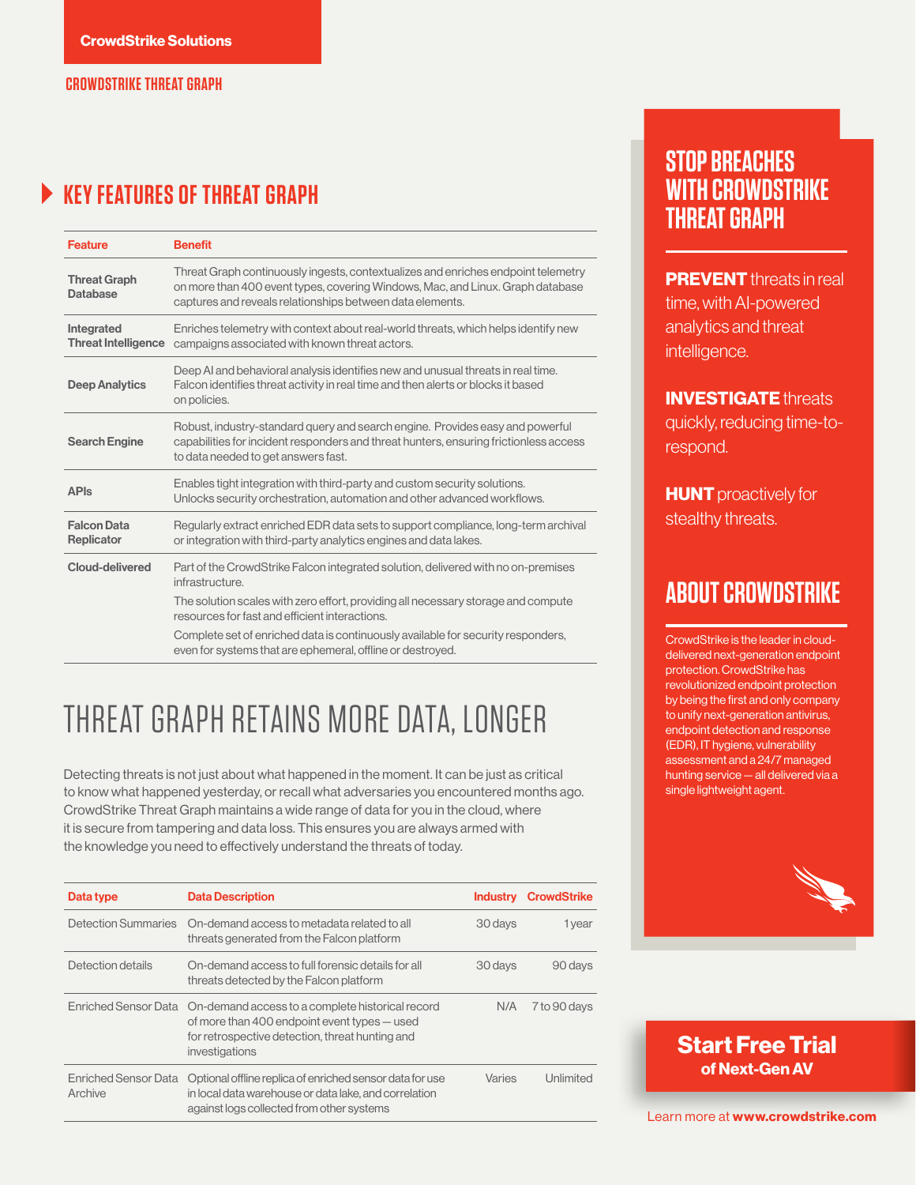CrowdStrike Solutions

CROWDSTRIKE THREAT GRAPH

## KEY FEATURES OF THREAT GRAPH

| Feature | Benefit |
|---|---|
| Threat Graph Database | Threat Graph continuously ingests, contextualizes and enriches endpoint telemetry on more than 400 event types, covering Windows, Mac, and Linux. Graph database captures and reveals relationships between data elements. |
| Integrated Threat Intelligence | Enriches telemetry with context about real-world threats, which helps identify new campaigns associated with known threat actors. |
| Deep Analytics | Deep AI and behavioral analysis identifies new and unusual threats in real time. Falcon identifies threat activity in real time and then alerts or blocks it based on policies. |
| Search Engine | Robust, industry-standard query and search engine. Provides easy and powerful capabilities for incident responders and threat hunters, ensuring frictionless access to data needed to get answers fast. |
| APIs | Enables tight integration with third-party and custom security solutions. Unlocks security orchestration, automation and other advanced workflows. |
| Falcon Data Replicator | Regularly extract enriched EDR data sets to support compliance, long-term archival or integration with third-party analytics engines and data lakes. |
| Cloud-delivered | Part of the CrowdStrike Falcon integrated solution, delivered with no on-premises infrastructure. The solution scales with zero effort, providing all necessary storage and compute resources for fast and efficient interactions. Complete set of enriched data is continuously available for security responders, even for systems that are ephemeral, offline or destroyed. |

## THREAT GRAPH RETAINS MORE DATA, LONGER

Detecting threats is not just about what happened in the moment. It can be just as critical to know what happened yesterday, or recall what adversaries you encountered months ago. CrowdStrike Threat Graph maintains a wide range of data for you in the cloud, where it is secure from tampering and data loss. This ensures you are always armed with the knowledge you need to effectively understand the threats of today.

| Data type | Data Description | Industry | CrowdStrike |
|---|---|---|---|
| Detection Summaries | On-demand access to metadata related to all threats generated from the Falcon platform | 30 days | 1 year |
| Detection details | On-demand access to full forensic details for all threats detected by the Falcon platform | 30 days | 90 days |
| Enriched Sensor Data | On-demand access to a complete historical record of more than 400 endpoint event types — used for retrospective detection, threat hunting and investigations | N/A | 7 to 90 days |
| Enriched Sensor Data Archive | Optional offline replica of enriched sensor data for use in local data warehouse or data lake, and correlation against logs collected from other systems | Varies | Unlimited |

## STOP BREACHES WITH CROWDSTRIKE THREAT GRAPH

**PREVENT** threats in real time, with AI-powered analytics and threat intelligence.

**INVESTIGATE** threats quickly, reducing time-to-respond.

**HUNT** proactively for stealthy threats.

## ABOUT CROWDSTRIKE

CrowdStrike is the leader in cloud-delivered next-generation endpoint protection. CrowdStrike has revolutionized endpoint protection by being the first and only company to unify next-generation antivirus, endpoint detection and response (EDR), IT hygiene, vulnerability assessment and a 24/7 managed hunting service — all delivered via a single lightweight agent.

**Start Free Trial**
**of Next-Gen AV**

Learn more at **www.crowdstrike.com**